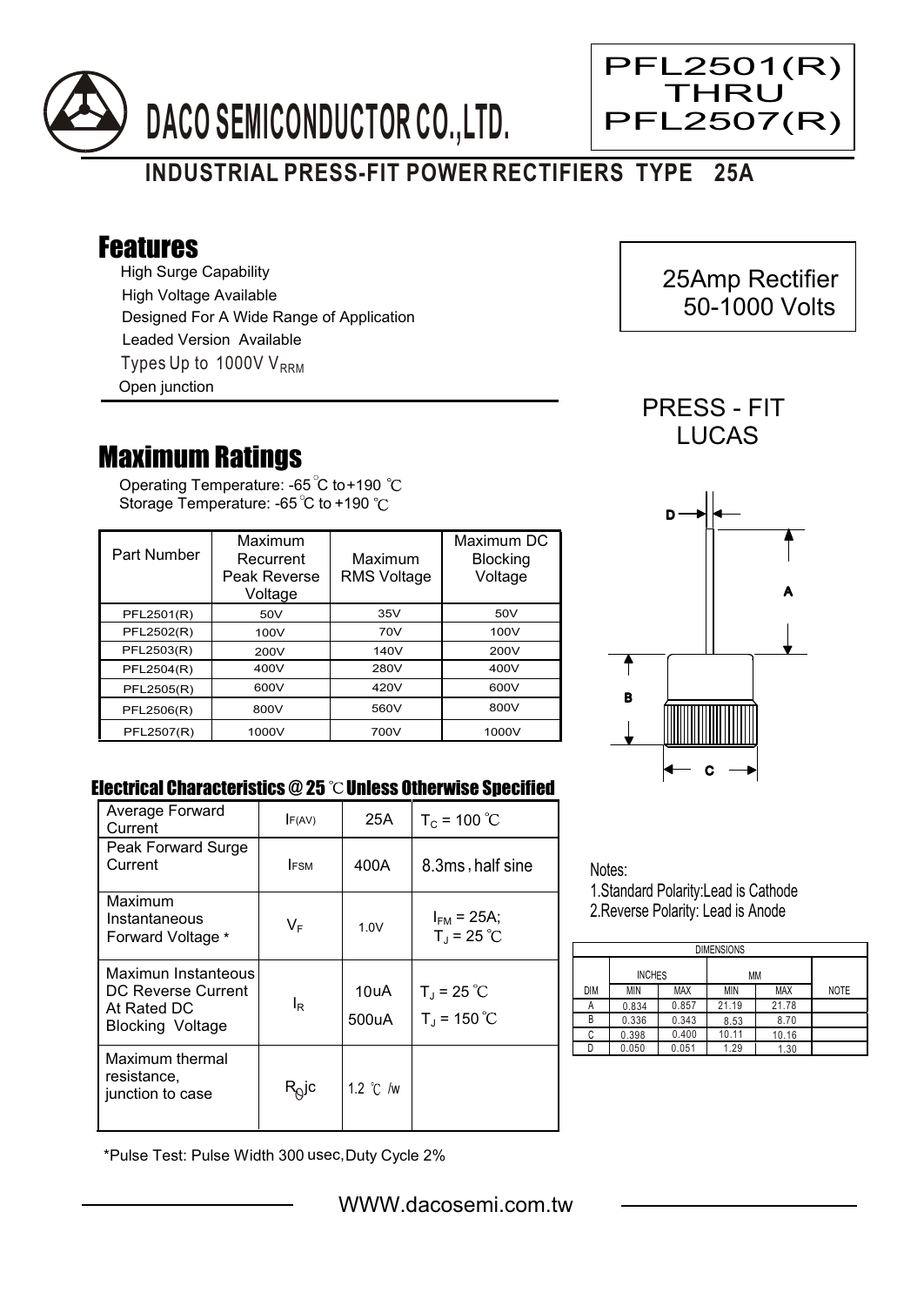# DACO SEMICONDUCTOR CO.,LTD.

**PFL2501(R) THRU PFL2507(R)**

## INDUSTRIAL PRESS-FIT POWER RECTIFIERS TYPE 25A

## Features

- High Surge Capability
- High Voltage Available
- Designed For A Wide Range of Application
- Leaded Version Available
- Types Up to 1000V $V_{RRM}$
- Open junction

25Amp Rectifier
50-1000 Volts

PRESS - FIT
LUCAS

## Maximum Ratings

Operating Temperature: -65 ℃ to+190 ℃
Storage Temperature: -65 ℃ to +190 ℃

| Part Number | Maximum Recurrent Peak Reverse Voltage | Maximum RMS Voltage | Maximum DC Blocking Voltage |
|---|---|---|---|
| PFL2501(R) | 50V | 35V | 50V |
| PFL2502(R) | 100V | 70V | 100V |
| PFL2503(R) | 200V | 140V | 200V |
| PFL2504(R) | 400V | 280V | 400V |
| PFL2505(R) | 600V | 420V | 600V |
| PFL2506(R) | 800V | 560V | 800V |
| PFL2507(R) | 1000V | 700V | 1000V |

### Electrical Characteristics @ 25 ℃ Unless Otherwise Specified

| | | | |
|---|---|---|---|
| Average Forward Current | $I_{F(AV)}$ | 25A | $T_C$ = 100 ℃ |
| Peak Forward Surge Current | $I_{FSM}$ | 400A | 8.3ms , half sine |
| Maximum Instantaneous Forward Voltage * | $V_F$ | 1.0V | $I_{FM}$ = 25A; $T_J$ = 25 ℃ |
| Maximun Instanteous DC Reverse Current At Rated DC Blocking Voltage | $I_R$ | 10uA<br>500uA | $T_J$ = 25 ℃<br>$T_J$ = 150 ℃ |
| Maximum thermal resistance, junction to case | $R_{\theta}jc$ | 1.2 ℃ /w | |

*Pulse Test: Pulse Width 300 usec,Duty Cycle 2%

Notes:
1.Standard Polarity:Lead is Cathode
2.Reverse Polarity: Lead is Anode

| DIMENSIONS | | | | | |
|---|---|---|---|---|---|
| | INCHES | | MM | | |
| DIM | MIN | MAX | MIN | MAX | NOTE |
| A | 0.834 | 0.857 | 21.19 | 21.78 | |
| B | 0.336 | 0.343 | 8.53 | 8.70 | |
| C | 0.398 | 0.400 | 10.11 | 10.16 | |
| D | 0.050 | 0.051 | 1.29 | 1.30 | |

WWW.dacosemi.com.tw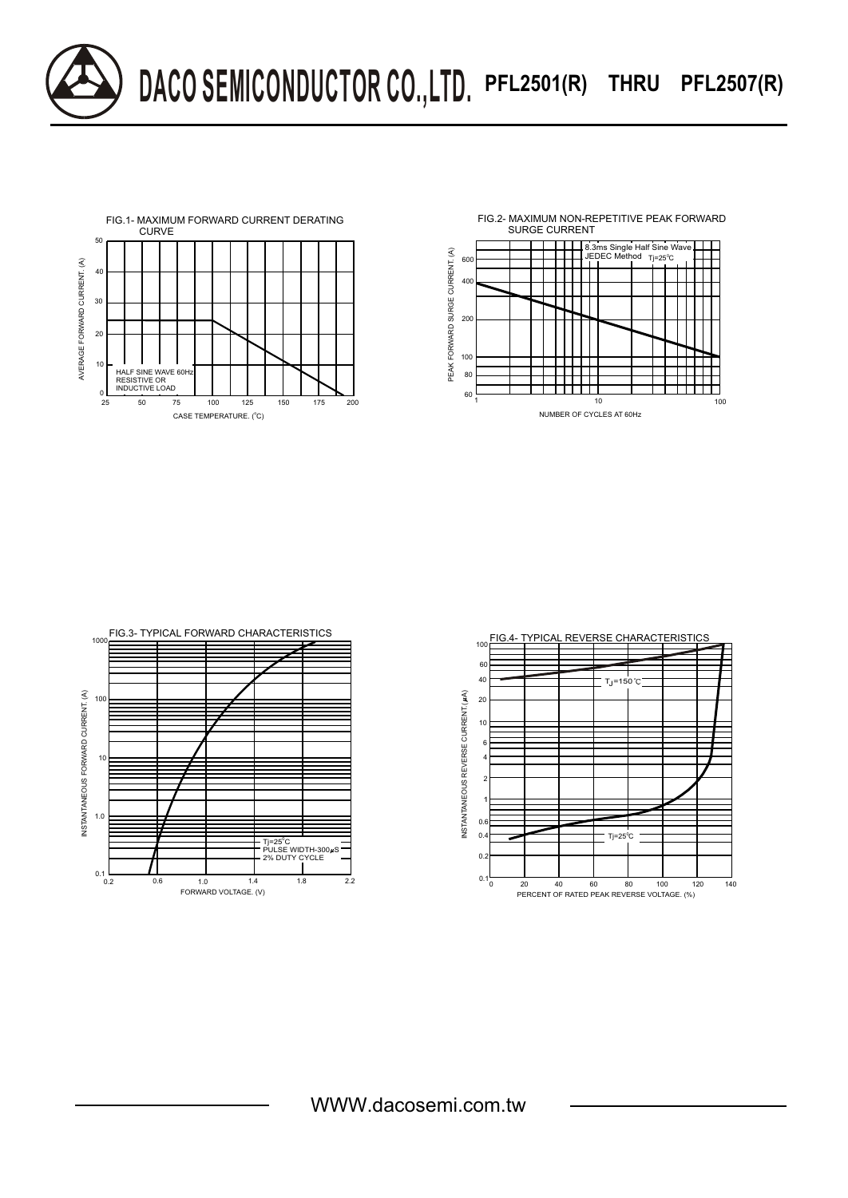# DACO SEMICONDUCTOR CO.,LTD. PFL2501(R) THRU PFL2507(R)

FIG.1- MAXIMUM FORWARD CURRENT DERATING CURVE

AVERAGE FORWARD CURRENT. (A)

50
40
30
20
10
0

HALF SINE WAVE 60Hz
RESISTIVE OR
INDUCTIVE LOAD

25 50 75 100 125 150 175 200

CASE TEMPERATURE. (°C)

FIG.2- MAXIMUM NON-REPETITIVE PEAK FORWARD SURGE CURRENT

PEAK FORWARD SURGE CURRENT. (A)

8.3ms Single Half Sine Wave
JEDEC Method Tj=25°C

600
400
200
100
80
60

1 10 100

NUMBER OF CYCLES AT 60Hz

FIG.3- TYPICAL FORWARD CHARACTERISTICS

INSTANTANEOUS FORWARD CURRENT. (A)

1000
100
10
1.0
0.1

Tj=25°C
PULSE WIDTH-300μS
2% DUTY CYCLE

0.2 0.6 1.0 1.4 1.8 2.2

FORWARD VOLTAGE. (V)

FIG.4- TYPICAL REVERSE CHARACTERISTICS

INSTANTANEOUS REVERSE CURRENT.(μA)

100
60
40
20
10
6
4
2
1
0.6
0.4
0.2
0.1

$T_J$=150°C

Tj=25°C

0 20 40 60 80 100 120 140

PERCENT OF RATED PEAK REVERSE VOLTAGE. (%)

WWW.dacosemi.com.tw